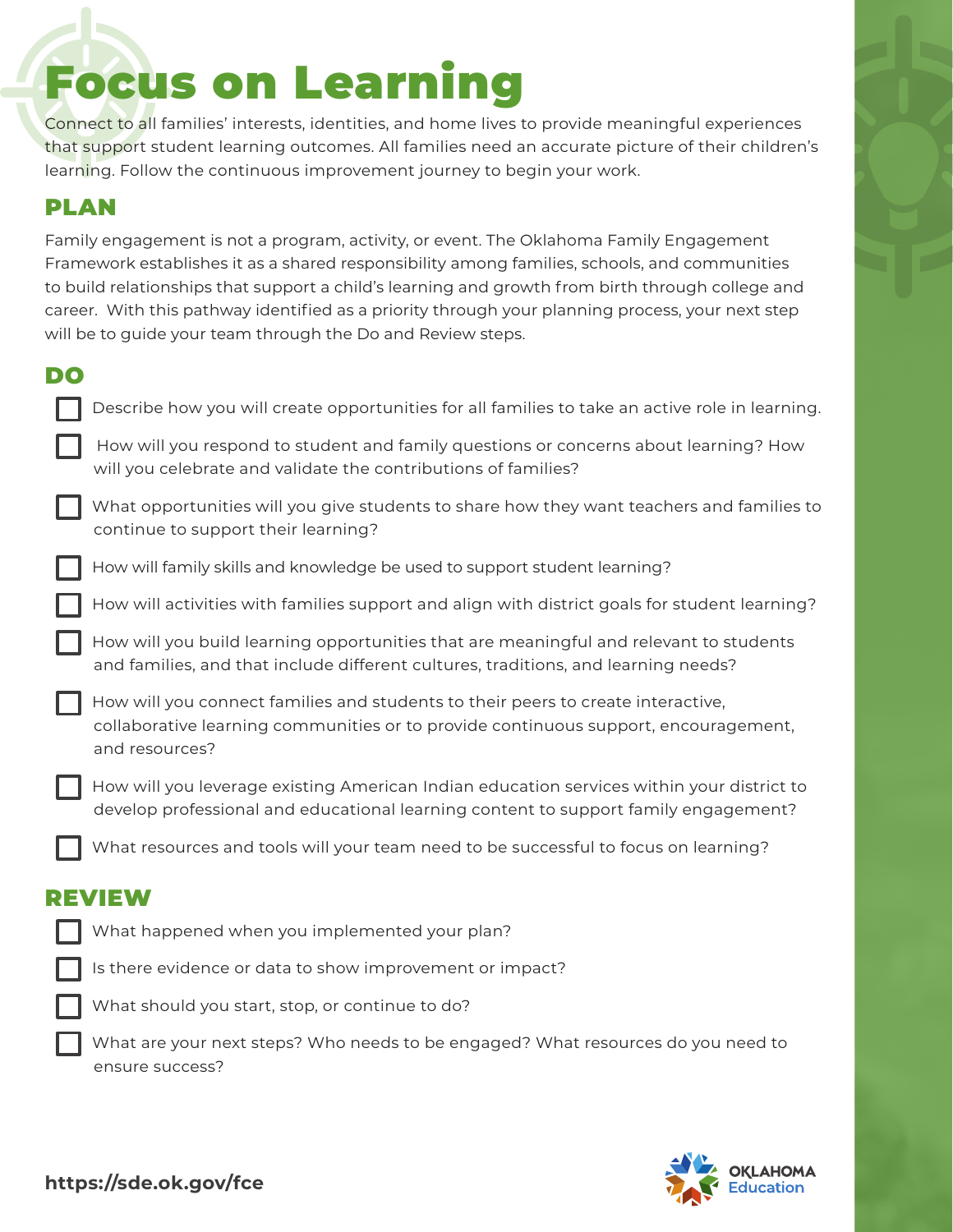# Focus on Learning

Connect to all families' interests, identities, and home lives to provide meaningful experiences that support student learning outcomes. All families need an accurate picture of their children's learning. Follow the continuous improvement journey to begin your work.

## PLAN

Family engagement is not a program, activity, or event. The Oklahoma Family Engagement Framework establishes it as a shared responsibility among families, schools, and communities to build relationships that support a child's learning and growth from birth through college and career. With this pathway identified as a priority through your planning process, your next step will be to guide your team through the Do and Review steps.

## DO

- [ ] Describe how you will create opportunities for all families to take an active role in learning.
- [ ] How will you respond to student and family questions or concerns about learning? How will you celebrate and validate the contributions of families?
- [ ] What opportunities will you give students to share how they want teachers and families to continue to support their learning?
- [ ] How will family skills and knowledge be used to support student learning?
- [ ] How will activities with families support and align with district goals for student learning?
- [ ] How will you build learning opportunities that are meaningful and relevant to students and families, and that include different cultures, traditions, and learning needs?
- [ ] How will you connect families and students to their peers to create interactive, collaborative learning communities or to provide continuous support, encouragement, and resources?
- [ ] How will you leverage existing American Indian education services within your district to develop professional and educational learning content to support family engagement?
- [ ] What resources and tools will your team need to be successful to focus on learning?

## REVIEW

- [ ] What happened when you implemented your plan?
- [ ] Is there evidence or data to show improvement or impact?
- [ ] What should you start, stop, or continue to do?
- [ ] What are your next steps? Who needs to be engaged? What resources do you need to ensure success?

**https://sde.ok.gov/fce**

OKLAHOMA Education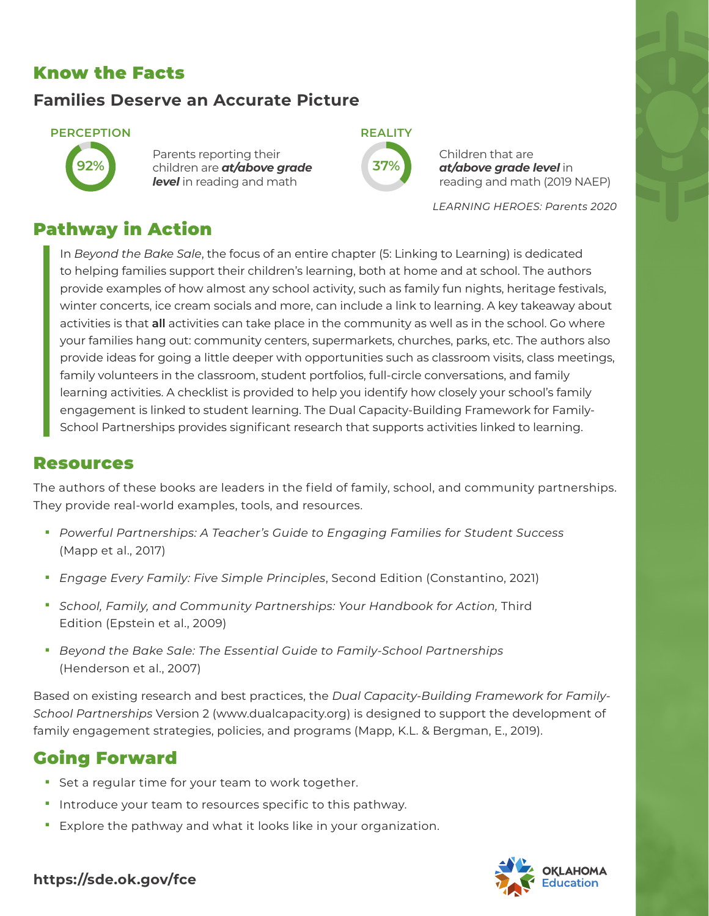## Know the Facts

### Families Deserve an Accurate Picture

**PERCEPTION**

92%

Parents reporting their children are ***at/above grade level*** in reading and math

**REALITY**

37%

Children that are ***at/above grade level*** in reading and math (2019 NAEP)

*LEARNING HEROES: Parents 2020*

## Pathway in Action

In *Beyond the Bake Sale*, the focus of an entire chapter (5: Linking to Learning) is dedicated to helping families support their children's learning, both at home and at school. The authors provide examples of how almost any school activity, such as family fun nights, heritage festivals, winter concerts, ice cream socials and more, can include a link to learning. A key takeaway about activities is that **all** activities can take place in the community as well as in the school. Go where your families hang out: community centers, supermarkets, churches, parks, etc. The authors also provide ideas for going a little deeper with opportunities such as classroom visits, class meetings, family volunteers in the classroom, student portfolios, full-circle conversations, and family learning activities. A checklist is provided to help you identify how closely your school's family engagement is linked to student learning. The Dual Capacity-Building Framework for Family-School Partnerships provides significant research that supports activities linked to learning.

## Resources

The authors of these books are leaders in the field of family, school, and community partnerships. They provide real-world examples, tools, and resources.

- *Powerful Partnerships: A Teacher's Guide to Engaging Families for Student Success* (Mapp et al., 2017)
- *Engage Every Family: Five Simple Principles*, Second Edition (Constantino, 2021)
- *School, Family, and Community Partnerships: Your Handbook for Action,* Third Edition (Epstein et al., 2009)
- *Beyond the Bake Sale: The Essential Guide to Family-School Partnerships* (Henderson et al., 2007)

Based on existing research and best practices, the *Dual Capacity-Building Framework for Family-School Partnerships* Version 2 (www.dualcapacity.org) is designed to support the development of family engagement strategies, policies, and programs (Mapp, K.L. & Bergman, E., 2019).

## Going Forward

- Set a regular time for your team to work together.
- Introduce your team to resources specific to this pathway.
- Explore the pathway and what it looks like in your organization.

**https://sde.ok.gov/fce**

OKLAHOMA Education